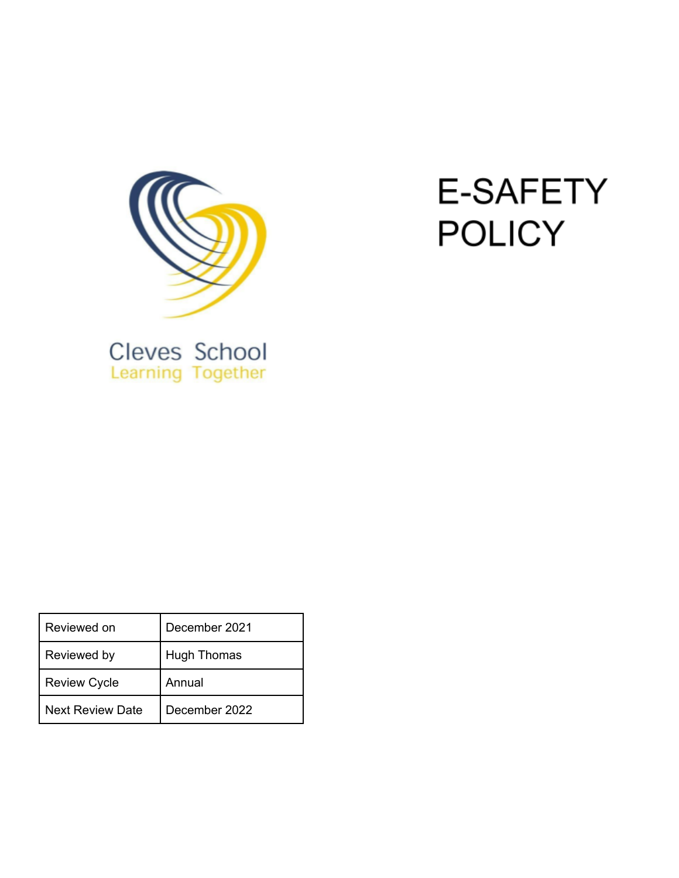Cleves School
Learning Together

# E-SAFETY POLICY

| Reviewed on | December 2021 |
|---|---|
| Reviewed by | Hugh Thomas |
| Review Cycle | Annual |
| Next Review Date | December 2022 |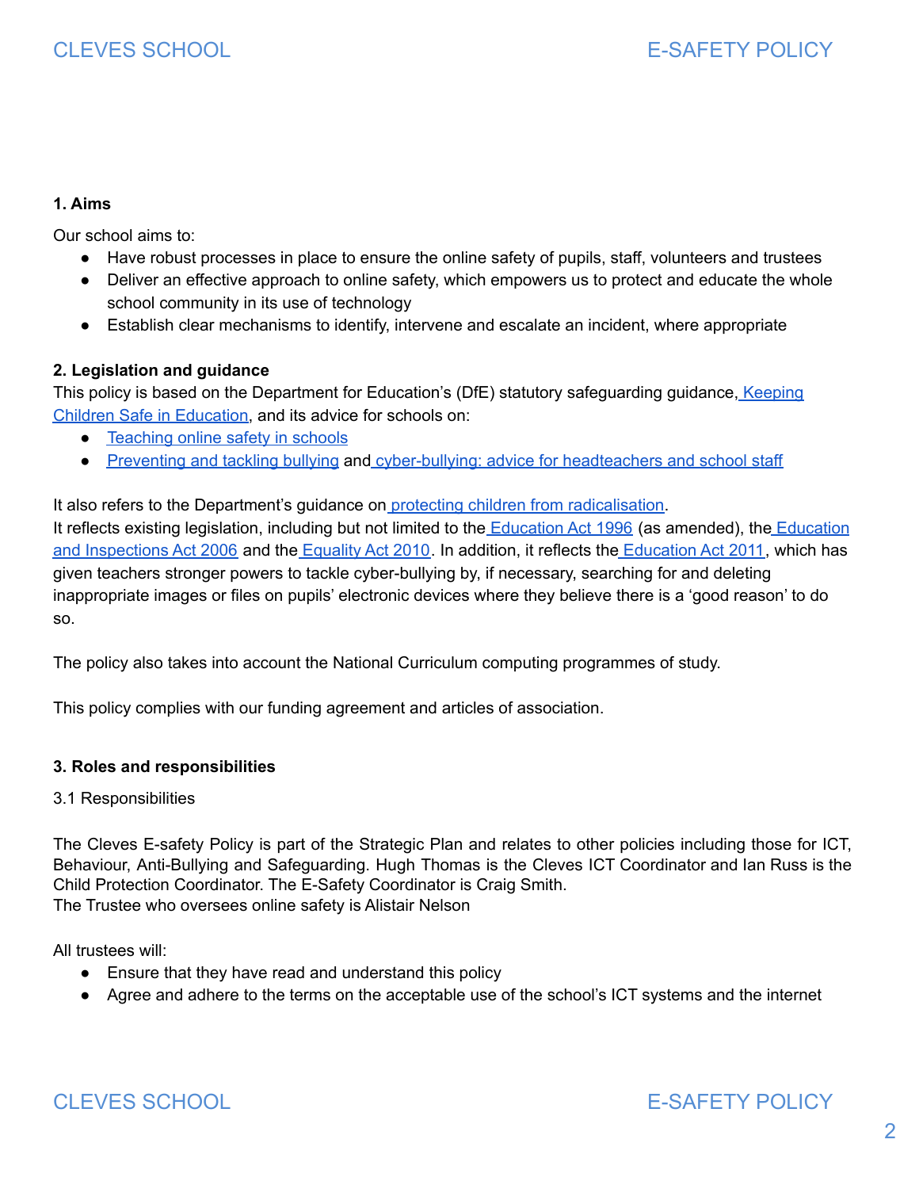**1. Aims**

Our school aims to:

- Have robust processes in place to ensure the online safety of pupils, staff, volunteers and trustees
- Deliver an effective approach to online safety, which empowers us to protect and educate the whole school community in its use of technology
- Establish clear mechanisms to identify, intervene and escalate an incident, where appropriate

**2. Legislation and guidance**

This policy is based on the Department for Education's (DfE) statutory safeguarding guidance, Keeping Children Safe in Education, and its advice for schools on:

- Teaching online safety in schools
- Preventing and tackling bullying and cyber-bullying: advice for headteachers and school staff

It also refers to the Department's guidance on protecting children from radicalisation.
It reflects existing legislation, including but not limited to the Education Act 1996 (as amended), the Education and Inspections Act 2006 and the Equality Act 2010. In addition, it reflects the Education Act 2011, which has given teachers stronger powers to tackle cyber-bullying by, if necessary, searching for and deleting inappropriate images or files on pupils' electronic devices where they believe there is a 'good reason' to do so.

The policy also takes into account the National Curriculum computing programmes of study.

This policy complies with our funding agreement and articles of association.

**3. Roles and responsibilities**

3.1 Responsibilities

The Cleves E-safety Policy is part of the Strategic Plan and relates to other policies including those for ICT, Behaviour, Anti-Bullying and Safeguarding. Hugh Thomas is the Cleves ICT Coordinator and Ian Russ is the Child Protection Coordinator. The E-Safety Coordinator is Craig Smith.
The Trustee who oversees online safety is Alistair Nelson

All trustees will:

- Ensure that they have read and understand this policy
- Agree and adhere to the terms on the acceptable use of the school's ICT systems and the internet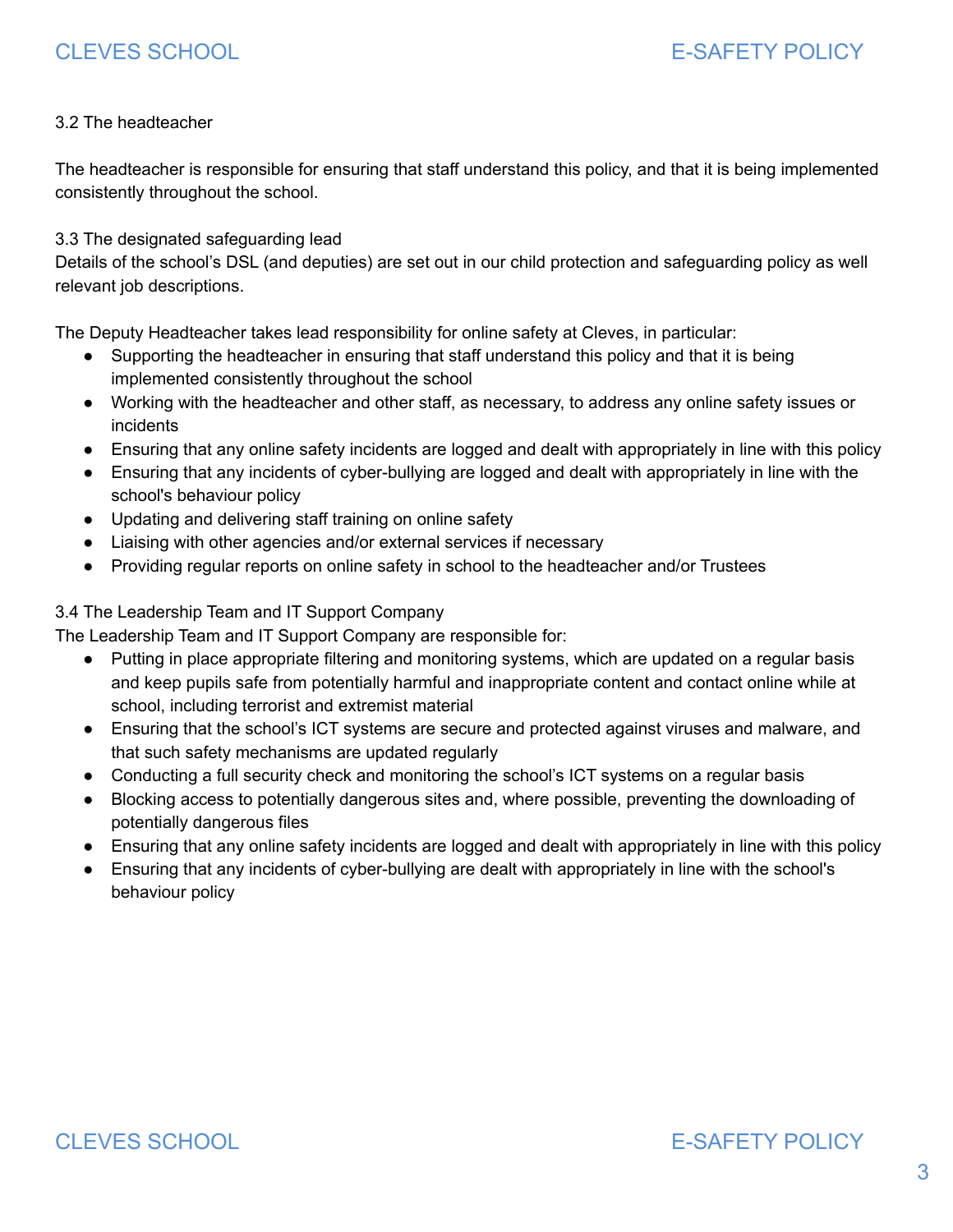### 3.2 The headteacher

The headteacher is responsible for ensuring that staff understand this policy, and that it is being implemented consistently throughout the school.

### 3.3 The designated safeguarding lead

Details of the school's DSL (and deputies) are set out in our child protection and safeguarding policy as well relevant job descriptions.

The Deputy Headteacher takes lead responsibility for online safety at Cleves, in particular:

- Supporting the headteacher in ensuring that staff understand this policy and that it is being implemented consistently throughout the school
- Working with the headteacher and other staff, as necessary, to address any online safety issues or incidents
- Ensuring that any online safety incidents are logged and dealt with appropriately in line with this policy
- Ensuring that any incidents of cyber-bullying are logged and dealt with appropriately in line with the school's behaviour policy
- Updating and delivering staff training on online safety
- Liaising with other agencies and/or external services if necessary
- Providing regular reports on online safety in school to the headteacher and/or Trustees

### 3.4 The Leadership Team and IT Support Company

The Leadership Team and IT Support Company are responsible for:

- Putting in place appropriate filtering and monitoring systems, which are updated on a regular basis and keep pupils safe from potentially harmful and inappropriate content and contact online while at school, including terrorist and extremist material
- Ensuring that the school's ICT systems are secure and protected against viruses and malware, and that such safety mechanisms are updated regularly
- Conducting a full security check and monitoring the school's ICT systems on a regular basis
- Blocking access to potentially dangerous sites and, where possible, preventing the downloading of potentially dangerous files
- Ensuring that any online safety incidents are logged and dealt with appropriately in line with this policy
- Ensuring that any incidents of cyber-bullying are dealt with appropriately in line with the school's behaviour policy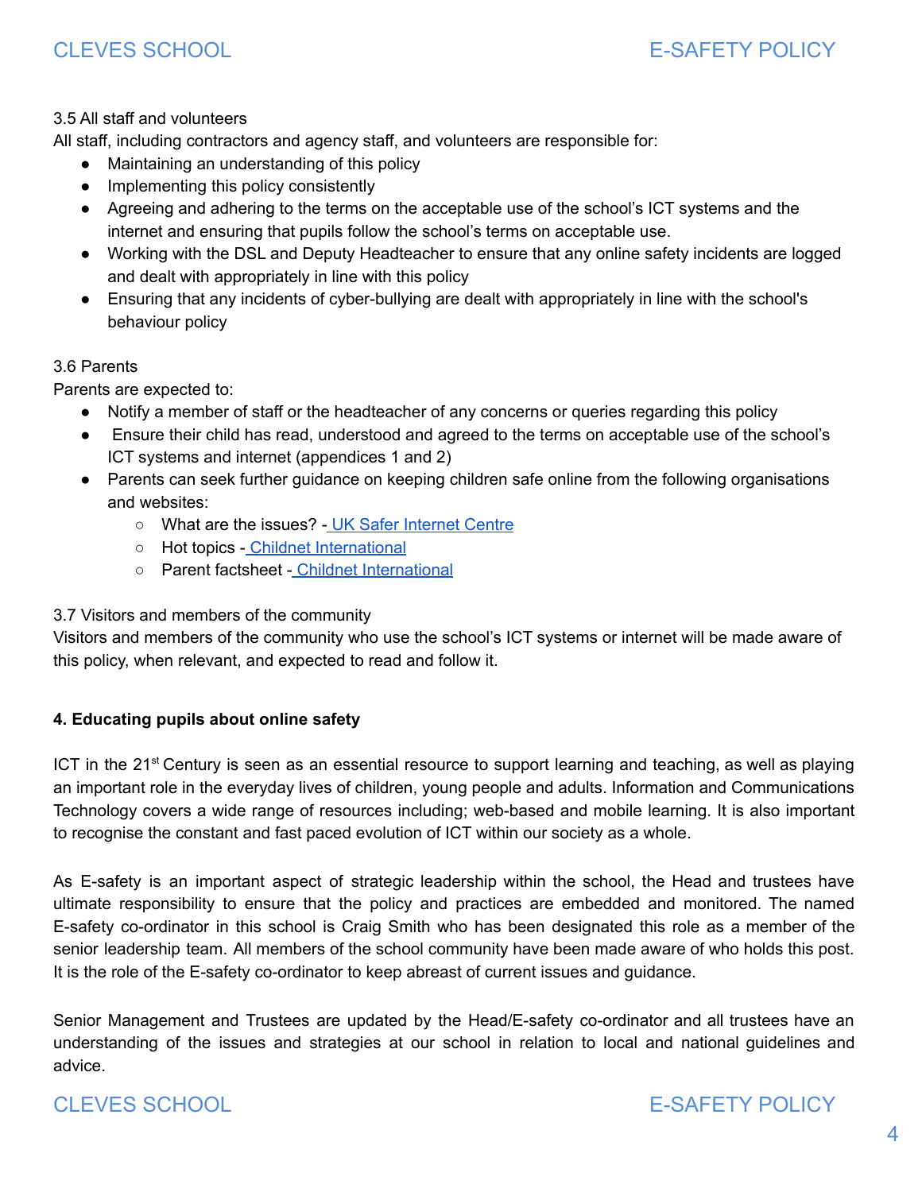3.5 All staff and volunteers

All staff, including contractors and agency staff, and volunteers are responsible for:

- Maintaining an understanding of this policy
- Implementing this policy consistently
- Agreeing and adhering to the terms on the acceptable use of the school's ICT systems and the internet and ensuring that pupils follow the school's terms on acceptable use.
- Working with the DSL and Deputy Headteacher to ensure that any online safety incidents are logged and dealt with appropriately in line with this policy
- Ensuring that any incidents of cyber-bullying are dealt with appropriately in line with the school's behaviour policy

3.6 Parents

Parents are expected to:

- Notify a member of staff or the headteacher of any concerns or queries regarding this policy
- Ensure their child has read, understood and agreed to the terms on acceptable use of the school's ICT systems and internet (appendices 1 and 2)
- Parents can seek further guidance on keeping children safe online from the following organisations and websites:
  - What are the issues? - UK Safer Internet Centre
  - Hot topics - Childnet International
  - Parent factsheet - Childnet International

3.7 Visitors and members of the community

Visitors and members of the community who use the school's ICT systems or internet will be made aware of this policy, when relevant, and expected to read and follow it.

**4. Educating pupils about online safety**

ICT in the 21st Century is seen as an essential resource to support learning and teaching, as well as playing an important role in the everyday lives of children, young people and adults. Information and Communications Technology covers a wide range of resources including; web-based and mobile learning. It is also important to recognise the constant and fast paced evolution of ICT within our society as a whole.

As E-safety is an important aspect of strategic leadership within the school, the Head and trustees have ultimate responsibility to ensure that the policy and practices are embedded and monitored. The named E-safety co-ordinator in this school is Craig Smith who has been designated this role as a member of the senior leadership team. All members of the school community have been made aware of who holds this post. It is the role of the E-safety co-ordinator to keep abreast of current issues and guidance.

Senior Management and Trustees are updated by the Head/E-safety co-ordinator and all trustees have an understanding of the issues and strategies at our school in relation to local and national guidelines and advice.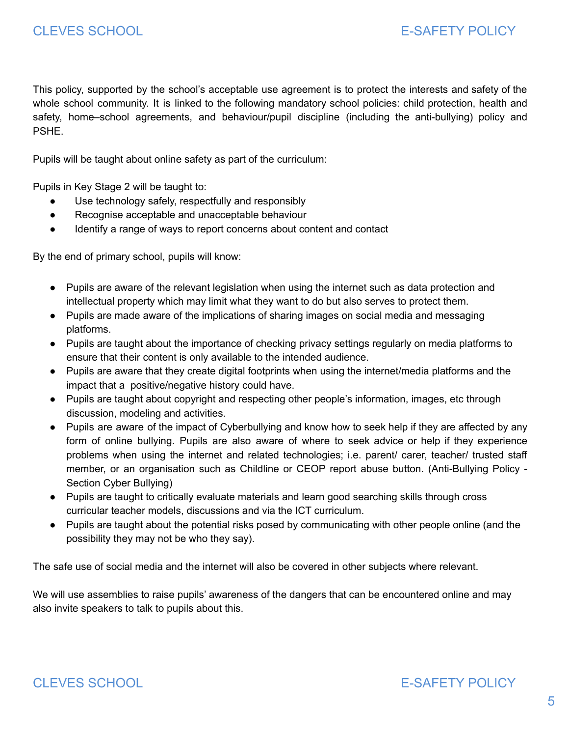This policy, supported by the school's acceptable use agreement is to protect the interests and safety of the whole school community. It is linked to the following mandatory school policies: child protection, health and safety, home–school agreements, and behaviour/pupil discipline (including the anti-bullying) policy and PSHE.

Pupils will be taught about online safety as part of the curriculum:

Pupils in Key Stage 2 will be taught to:

- Use technology safely, respectfully and responsibly
- Recognise acceptable and unacceptable behaviour
- Identify a range of ways to report concerns about content and contact

By the end of primary school, pupils will know:

- Pupils are aware of the relevant legislation when using the internet such as data protection and intellectual property which may limit what they want to do but also serves to protect them.
- Pupils are made aware of the implications of sharing images on social media and messaging platforms.
- Pupils are taught about the importance of checking privacy settings regularly on media platforms to ensure that their content is only available to the intended audience.
- Pupils are aware that they create digital footprints when using the internet/media platforms and the impact that a positive/negative history could have.
- Pupils are taught about copyright and respecting other people's information, images, etc through discussion, modeling and activities.
- Pupils are aware of the impact of Cyberbullying and know how to seek help if they are affected by any form of online bullying. Pupils are also aware of where to seek advice or help if they experience problems when using the internet and related technologies; i.e. parent/ carer, teacher/ trusted staff member, or an organisation such as Childline or CEOP report abuse button. (Anti-Bullying Policy - Section Cyber Bullying)
- Pupils are taught to critically evaluate materials and learn good searching skills through cross curricular teacher models, discussions and via the ICT curriculum.
- Pupils are taught about the potential risks posed by communicating with other people online (and the possibility they may not be who they say).

The safe use of social media and the internet will also be covered in other subjects where relevant.

We will use assemblies to raise pupils' awareness of the dangers that can be encountered online and may also invite speakers to talk to pupils about this.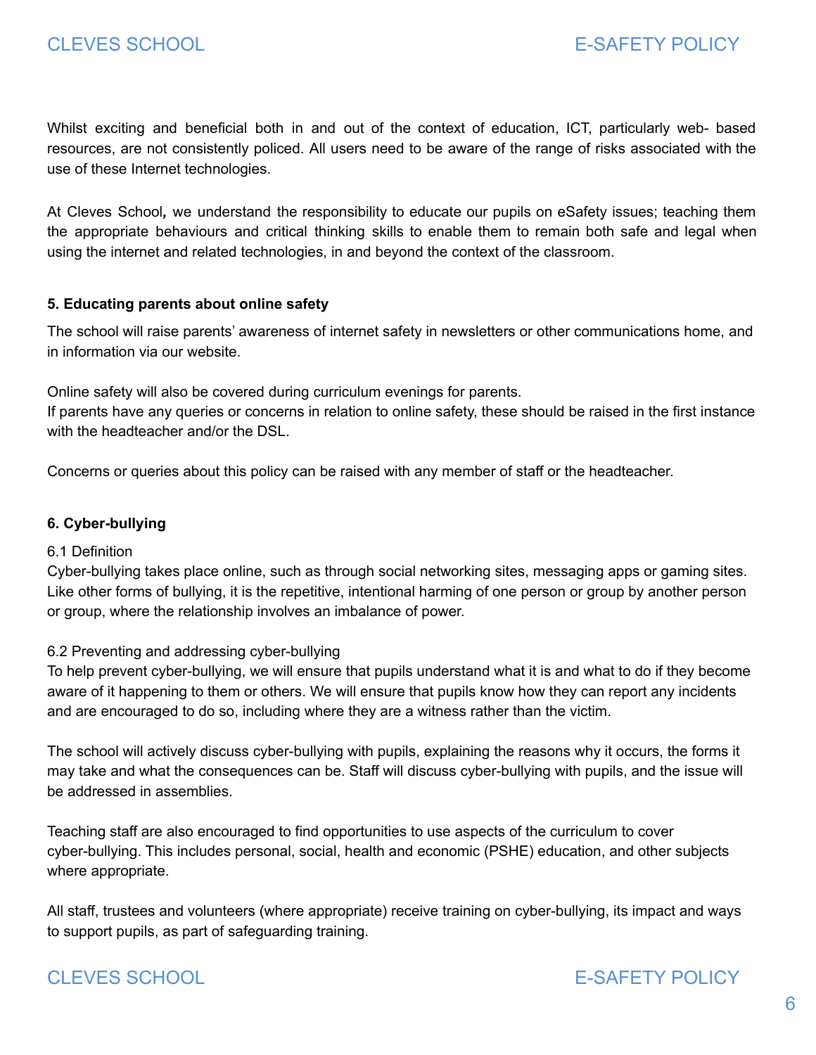Whilst exciting and beneficial both in and out of the context of education, ICT, particularly web- based resources, are not consistently policed. All users need to be aware of the range of risks associated with the use of these Internet technologies.

At Cleves School*,* we understand the responsibility to educate our pupils on eSafety issues; teaching them the appropriate behaviours and critical thinking skills to enable them to remain both safe and legal when using the internet and related technologies, in and beyond the context of the classroom.

**5. Educating parents about online safety**

The school will raise parents' awareness of internet safety in newsletters or other communications home, and in information via our website.

Online safety will also be covered during curriculum evenings for parents.
If parents have any queries or concerns in relation to online safety, these should be raised in the first instance with the headteacher and/or the DSL.

Concerns or queries about this policy can be raised with any member of staff or the headteacher.

**6. Cyber-bullying**

6.1 Definition
Cyber-bullying takes place online, such as through social networking sites, messaging apps or gaming sites. Like other forms of bullying, it is the repetitive, intentional harming of one person or group by another person or group, where the relationship involves an imbalance of power.

6.2 Preventing and addressing cyber-bullying
To help prevent cyber-bullying, we will ensure that pupils understand what it is and what to do if they become aware of it happening to them or others. We will ensure that pupils know how they can report any incidents and are encouraged to do so, including where they are a witness rather than the victim.

The school will actively discuss cyber-bullying with pupils, explaining the reasons why it occurs, the forms it may take and what the consequences can be. Staff will discuss cyber-bullying with pupils, and the issue will be addressed in assemblies.

Teaching staff are also encouraged to find opportunities to use aspects of the curriculum to cover cyber-bullying. This includes personal, social, health and economic (PSHE) education, and other subjects where appropriate.

All staff, trustees and volunteers (where appropriate) receive training on cyber-bullying, its impact and ways to support pupils, as part of safeguarding training.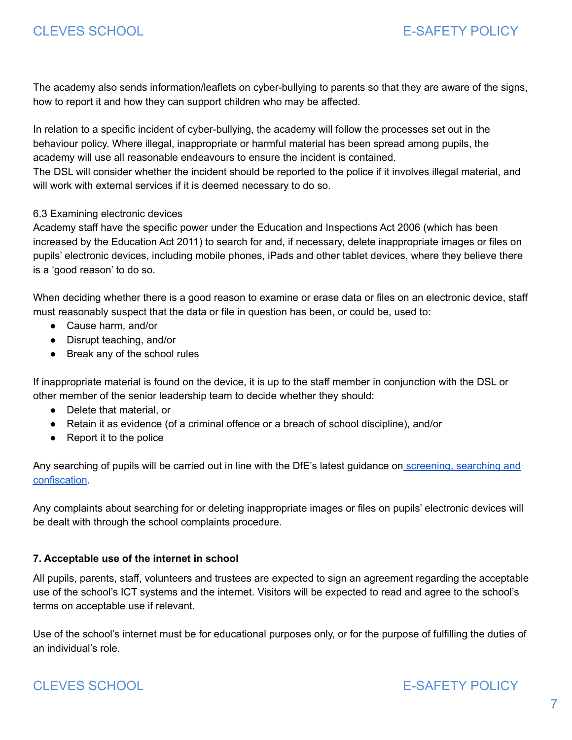The academy also sends information/leaflets on cyber-bullying to parents so that they are aware of the signs, how to report it and how they can support children who may be affected.

In relation to a specific incident of cyber-bullying, the academy will follow the processes set out in the behaviour policy. Where illegal, inappropriate or harmful material has been spread among pupils, the academy will use all reasonable endeavours to ensure the incident is contained.
The DSL will consider whether the incident should be reported to the police if it involves illegal material, and will work with external services if it is deemed necessary to do so.

6.3 Examining electronic devices
Academy staff have the specific power under the Education and Inspections Act 2006 (which has been increased by the Education Act 2011) to search for and, if necessary, delete inappropriate images or files on pupils' electronic devices, including mobile phones, iPads and other tablet devices, where they believe there is a 'good reason' to do so.

When deciding whether there is a good reason to examine or erase data or files on an electronic device, staff must reasonably suspect that the data or file in question has been, or could be, used to:

- Cause harm, and/or
- Disrupt teaching, and/or
- Break any of the school rules

If inappropriate material is found on the device, it is up to the staff member in conjunction with the DSL or other member of the senior leadership team to decide whether they should:

- Delete that material, or
- Retain it as evidence (of a criminal offence or a breach of school discipline), and/or
- Report it to the police

Any searching of pupils will be carried out in line with the DfE's latest guidance on screening, searching and confiscation.

Any complaints about searching for or deleting inappropriate images or files on pupils' electronic devices will be dealt with through the school complaints procedure.

**7. Acceptable use of the internet in school**

All pupils, parents, staff, volunteers and trustees are expected to sign an agreement regarding the acceptable use of the school's ICT systems and the internet. Visitors will be expected to read and agree to the school's terms on acceptable use if relevant.

Use of the school's internet must be for educational purposes only, or for the purpose of fulfilling the duties of an individual's role.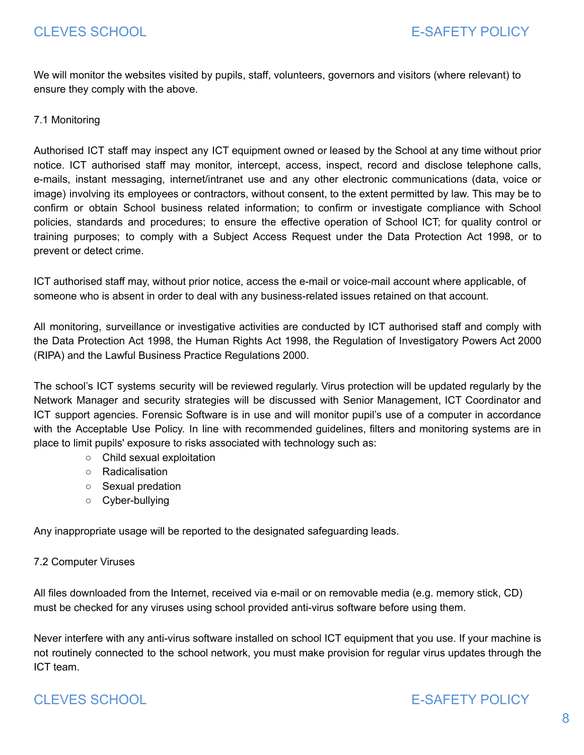We will monitor the websites visited by pupils, staff, volunteers, governors and visitors (where relevant) to ensure they comply with the above.

### 7.1 Monitoring

Authorised ICT staff may inspect any ICT equipment owned or leased by the School at any time without prior notice. ICT authorised staff may monitor, intercept, access, inspect, record and disclose telephone calls, e-mails, instant messaging, internet/intranet use and any other electronic communications (data, voice or image) involving its employees or contractors, without consent, to the extent permitted by law. This may be to confirm or obtain School business related information; to confirm or investigate compliance with School policies, standards and procedures; to ensure the effective operation of School ICT; for quality control or training purposes; to comply with a Subject Access Request under the Data Protection Act 1998, or to prevent or detect crime.

ICT authorised staff may, without prior notice, access the e-mail or voice-mail account where applicable, of someone who is absent in order to deal with any business-related issues retained on that account.

All monitoring, surveillance or investigative activities are conducted by ICT authorised staff and comply with the Data Protection Act 1998, the Human Rights Act 1998, the Regulation of Investigatory Powers Act 2000 (RIPA) and the Lawful Business Practice Regulations 2000.

The school's ICT systems security will be reviewed regularly. Virus protection will be updated regularly by the Network Manager and security strategies will be discussed with Senior Management, ICT Coordinator and ICT support agencies. Forensic Software is in use and will monitor pupil's use of a computer in accordance with the Acceptable Use Policy. In line with recommended guidelines, filters and monitoring systems are in place to limit pupils' exposure to risks associated with technology such as:

- Child sexual exploitation
- Radicalisation
- Sexual predation
- Cyber-bullying

Any inappropriate usage will be reported to the designated safeguarding leads.

### 7.2 Computer Viruses

All files downloaded from the Internet, received via e-mail or on removable media (e.g. memory stick, CD) must be checked for any viruses using school provided anti-virus software before using them.

Never interfere with any anti-virus software installed on school ICT equipment that you use. If your machine is not routinely connected to the school network, you must make provision for regular virus updates through the ICT team.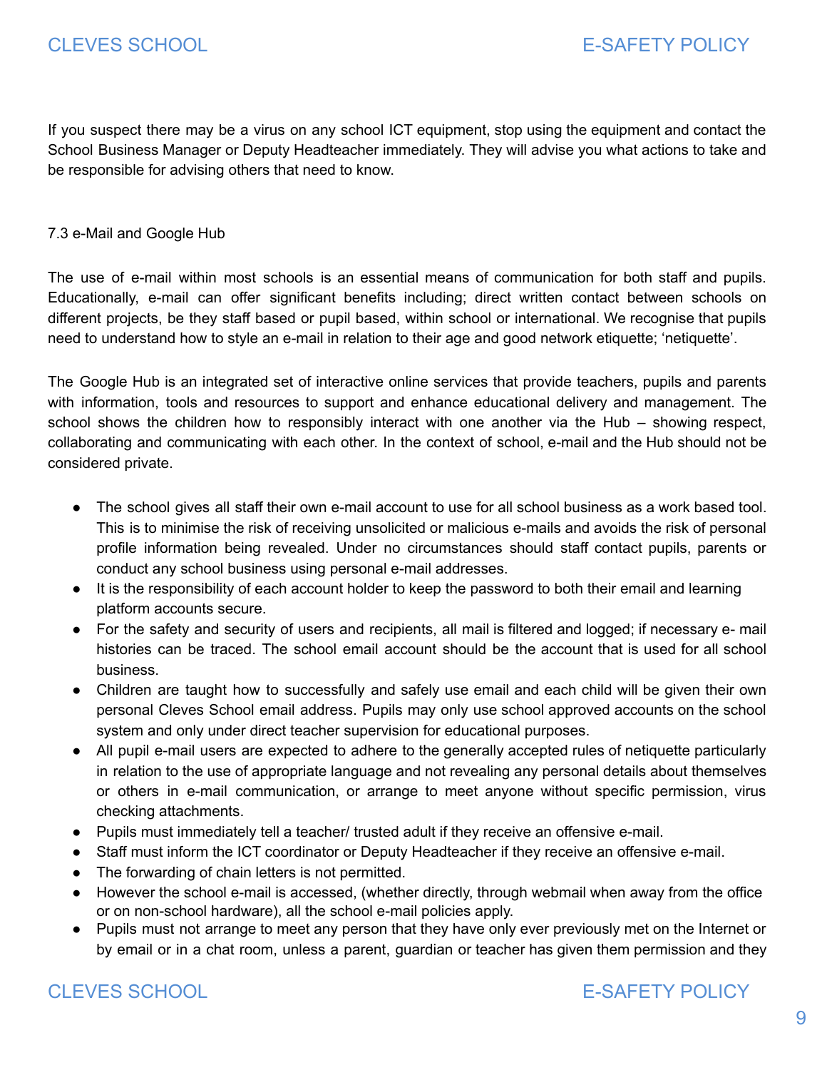If you suspect there may be a virus on any school ICT equipment, stop using the equipment and contact the School Business Manager or Deputy Headteacher immediately. They will advise you what actions to take and be responsible for advising others that need to know.

### 7.3 e-Mail and Google Hub

The use of e-mail within most schools is an essential means of communication for both staff and pupils. Educationally, e-mail can offer significant benefits including; direct written contact between schools on different projects, be they staff based or pupil based, within school or international. We recognise that pupils need to understand how to style an e-mail in relation to their age and good network etiquette; 'netiquette'.

The Google Hub is an integrated set of interactive online services that provide teachers, pupils and parents with information, tools and resources to support and enhance educational delivery and management. The school shows the children how to responsibly interact with one another via the Hub – showing respect, collaborating and communicating with each other. In the context of school, e-mail and the Hub should not be considered private.

- The school gives all staff their own e-mail account to use for all school business as a work based tool. This is to minimise the risk of receiving unsolicited or malicious e-mails and avoids the risk of personal profile information being revealed. Under no circumstances should staff contact pupils, parents or conduct any school business using personal e-mail addresses.
- It is the responsibility of each account holder to keep the password to both their email and learning platform accounts secure.
- For the safety and security of users and recipients, all mail is filtered and logged; if necessary e- mail histories can be traced. The school email account should be the account that is used for all school business.
- Children are taught how to successfully and safely use email and each child will be given their own personal Cleves School email address. Pupils may only use school approved accounts on the school system and only under direct teacher supervision for educational purposes.
- All pupil e-mail users are expected to adhere to the generally accepted rules of netiquette particularly in relation to the use of appropriate language and not revealing any personal details about themselves or others in e-mail communication, or arrange to meet anyone without specific permission, virus checking attachments.
- Pupils must immediately tell a teacher/ trusted adult if they receive an offensive e-mail.
- Staff must inform the ICT coordinator or Deputy Headteacher if they receive an offensive e-mail.
- The forwarding of chain letters is not permitted.
- However the school e-mail is accessed, (whether directly, through webmail when away from the office or on non-school hardware), all the school e-mail policies apply.
- Pupils must not arrange to meet any person that they have only ever previously met on the Internet or by email or in a chat room, unless a parent, guardian or teacher has given them permission and they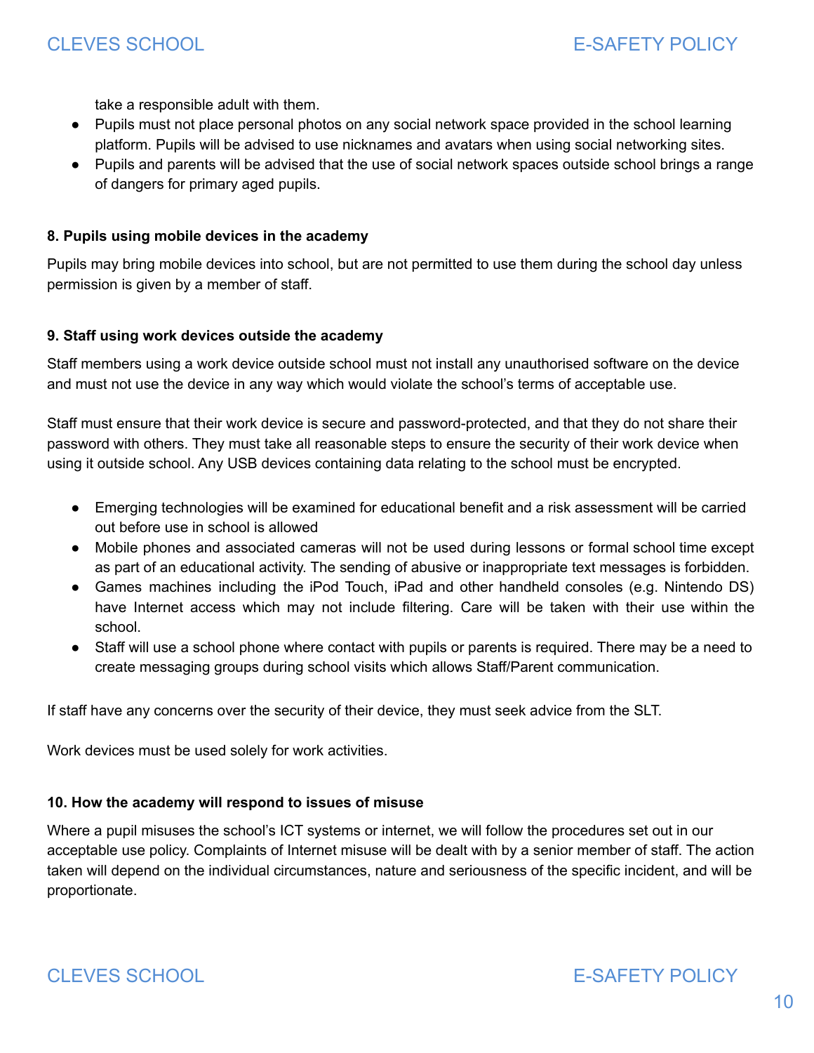take a responsible adult with them.

- Pupils must not place personal photos on any social network space provided in the school learning platform. Pupils will be advised to use nicknames and avatars when using social networking sites.
- Pupils and parents will be advised that the use of social network spaces outside school brings a range of dangers for primary aged pupils.

**8. Pupils using mobile devices in the academy**

Pupils may bring mobile devices into school, but are not permitted to use them during the school day unless permission is given by a member of staff.

**9. Staff using work devices outside the academy**

Staff members using a work device outside school must not install any unauthorised software on the device and must not use the device in any way which would violate the school's terms of acceptable use.

Staff must ensure that their work device is secure and password-protected, and that they do not share their password with others. They must take all reasonable steps to ensure the security of their work device when using it outside school. Any USB devices containing data relating to the school must be encrypted.

- Emerging technologies will be examined for educational benefit and a risk assessment will be carried out before use in school is allowed
- Mobile phones and associated cameras will not be used during lessons or formal school time except as part of an educational activity. The sending of abusive or inappropriate text messages is forbidden.
- Games machines including the iPod Touch, iPad and other handheld consoles (e.g. Nintendo DS) have Internet access which may not include filtering. Care will be taken with their use within the school.
- Staff will use a school phone where contact with pupils or parents is required. There may be a need to create messaging groups during school visits which allows Staff/Parent communication.

If staff have any concerns over the security of their device, they must seek advice from the SLT.

Work devices must be used solely for work activities.

**10. How the academy will respond to issues of misuse**

Where a pupil misuses the school's ICT systems or internet, we will follow the procedures set out in our acceptable use policy. Complaints of Internet misuse will be dealt with by a senior member of staff. The action taken will depend on the individual circumstances, nature and seriousness of the specific incident, and will be proportionate.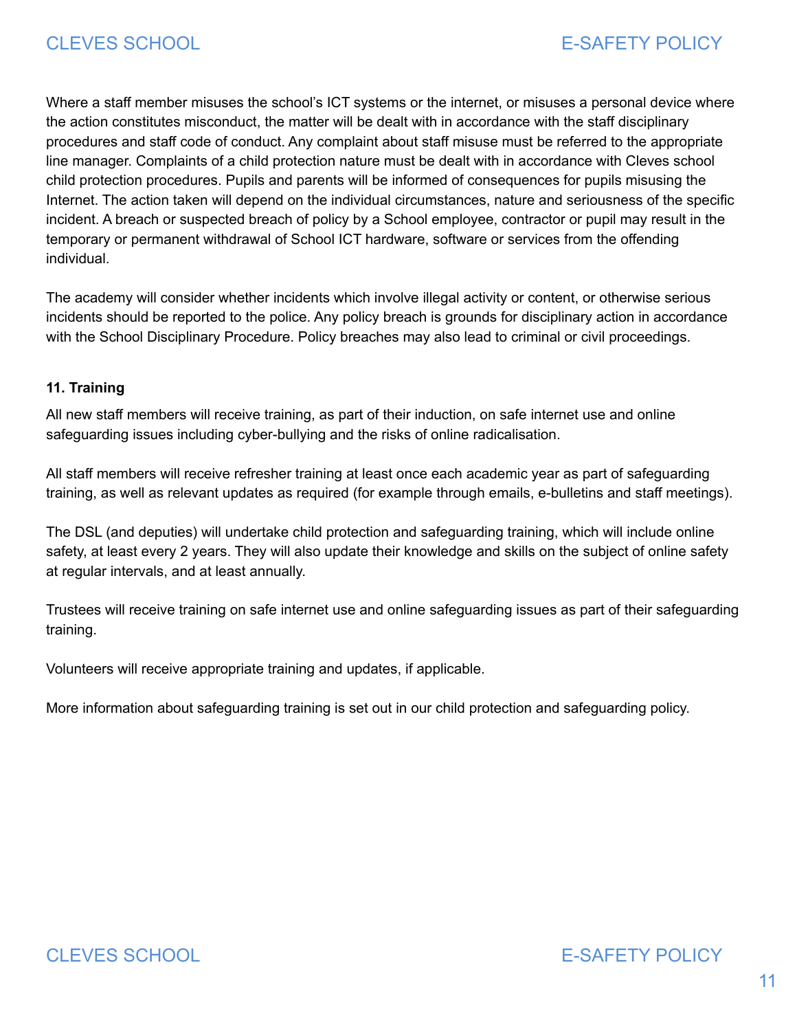Where a staff member misuses the school's ICT systems or the internet, or misuses a personal device where the action constitutes misconduct, the matter will be dealt with in accordance with the staff disciplinary procedures and staff code of conduct. Any complaint about staff misuse must be referred to the appropriate line manager. Complaints of a child protection nature must be dealt with in accordance with Cleves school child protection procedures. Pupils and parents will be informed of consequences for pupils misusing the Internet. The action taken will depend on the individual circumstances, nature and seriousness of the specific incident. A breach or suspected breach of policy by a School employee, contractor or pupil may result in the temporary or permanent withdrawal of School ICT hardware, software or services from the offending individual.

The academy will consider whether incidents which involve illegal activity or content, or otherwise serious incidents should be reported to the police. Any policy breach is grounds for disciplinary action in accordance with the School Disciplinary Procedure. Policy breaches may also lead to criminal or civil proceedings.

**11. Training**

All new staff members will receive training, as part of their induction, on safe internet use and online safeguarding issues including cyber-bullying and the risks of online radicalisation.

All staff members will receive refresher training at least once each academic year as part of safeguarding training, as well as relevant updates as required (for example through emails, e-bulletins and staff meetings).

The DSL (and deputies) will undertake child protection and safeguarding training, which will include online safety, at least every 2 years. They will also update their knowledge and skills on the subject of online safety at regular intervals, and at least annually.

Trustees will receive training on safe internet use and online safeguarding issues as part of their safeguarding training.

Volunteers will receive appropriate training and updates, if applicable.

More information about safeguarding training is set out in our child protection and safeguarding policy.